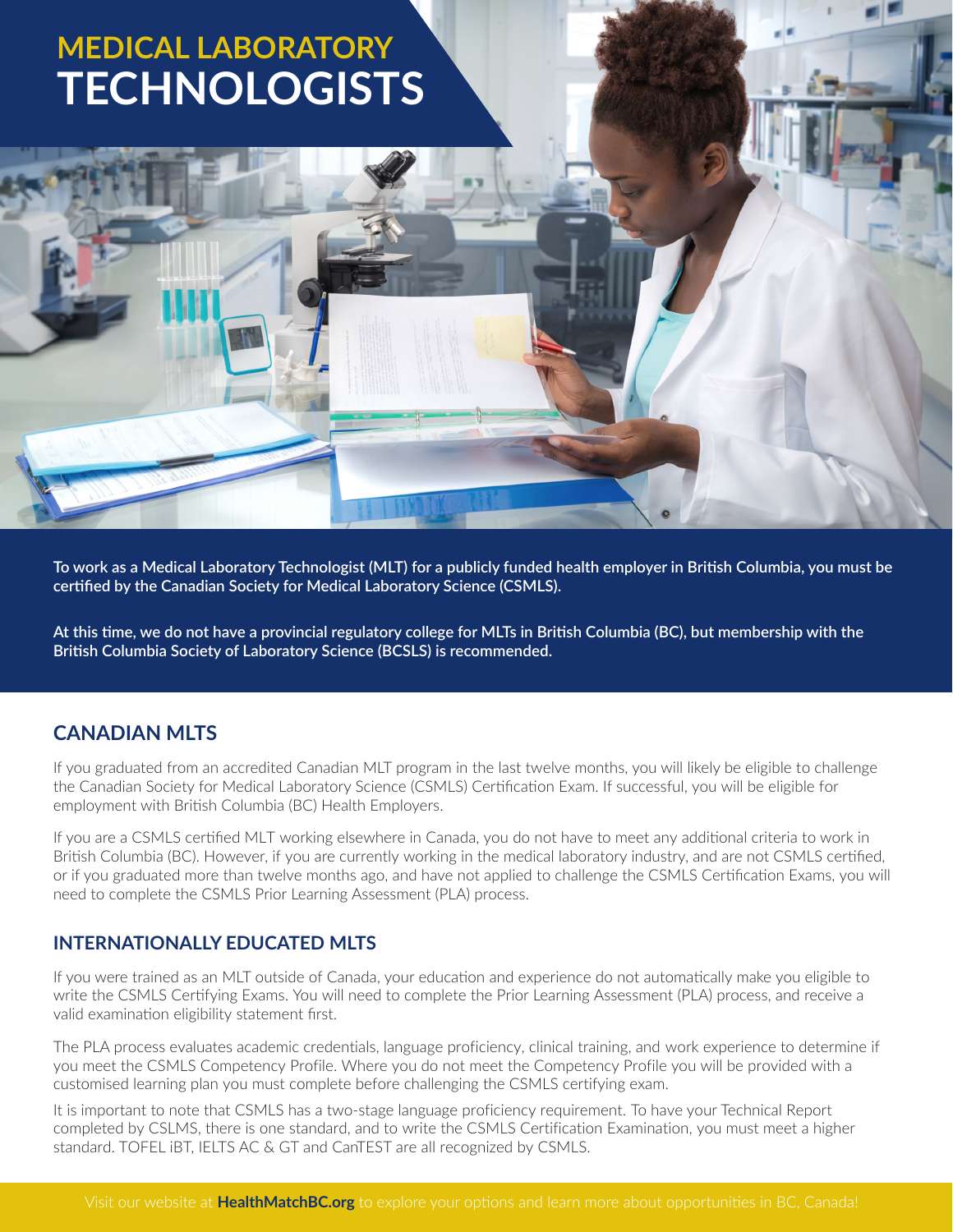# MEDICAL LABORATORY TECHNOLOGISTS

**To work as a Medical Laboratory Technologist (MLT) for a publicly funded health employer in British Columbia, you must be certified by the Canadian Society for Medical Laboratory Science (CSMLS).**

**At this time, we do not have a provincial regulatory college for MLTs in British Columbia (BC), but membership with the British Columbia Society of Laboratory Science (BCSLS) is recommended.**

## CANADIAN MLTS

If you graduated from an accredited Canadian MLT program in the last twelve months, you will likely be eligible to challenge the Canadian Society for Medical Laboratory Science (CSMLS) Certification Exam. If successful, you will be eligible for employment with British Columbia (BC) Health Employers.

If you are a CSMLS certified MLT working elsewhere in Canada, you do not have to meet any additional criteria to work in British Columbia (BC). However, if you are currently working in the medical laboratory industry, and are not CSMLS certified, or if you graduated more than twelve months ago, and have not applied to challenge the CSMLS Certification Exams, you will need to complete the CSMLS Prior Learning Assessment (PLA) process.

## INTERNATIONALLY EDUCATED MLTS

If you were trained as an MLT outside of Canada, your education and experience do not automatically make you eligible to write the CSMLS Certifying Exams. You will need to complete the Prior Learning Assessment (PLA) process, and receive a valid examination eligibility statement first.

The PLA process evaluates academic credentials, language proficiency, clinical training, and work experience to determine if you meet the CSMLS Competency Profile. Where you do not meet the Competency Profile you will be provided with a customised learning plan you must complete before challenging the CSMLS certifying exam.

It is important to note that CSMLS has a two-stage language proficiency requirement. To have your Technical Report completed by CSLMS, there is one standard, and to write the CSMLS Certification Examination, you must meet a higher standard. TOFEL iBT, IELTS AC & GT and CanTEST are all recognized by CSMLS.

Visit our website at **HealthMatchBC.org** to explore your options and learn more about opportunities in BC, Canada!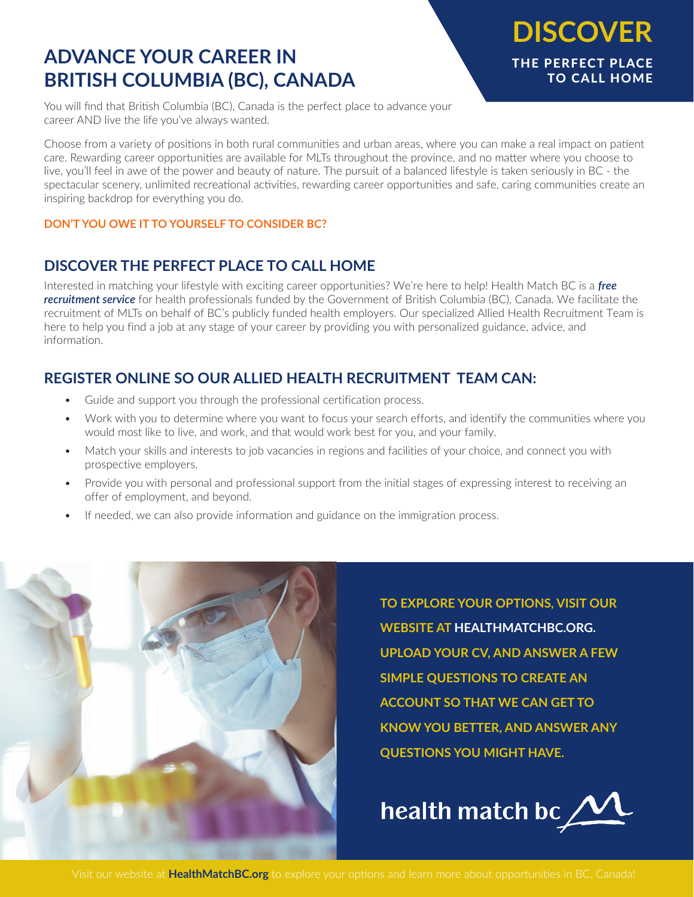# ADVANCE YOUR CAREER IN BRITISH COLUMBIA (BC), CANADA

**DISCOVER**

**THE PERFECT PLACE TO CALL HOME**

You will find that British Columbia (BC), Canada is the perfect place to advance your career AND live the life you've always wanted.

Choose from a variety of positions in both rural communities and urban areas, where you can make a real impact on patient care. Rewarding career opportunities are available for MLTs throughout the province, and no matter where you choose to live, you'll feel in awe of the power and beauty of nature. The pursuit of a balanced lifestyle is taken seriously in BC - the spectacular scenery, unlimited recreational activities, rewarding career opportunities and safe, caring communities create an inspiring backdrop for everything you do.

**DON'T YOU OWE IT TO YOURSELF TO CONSIDER BC?**

## DISCOVER THE PERFECT PLACE TO CALL HOME

Interested in matching your lifestyle with exciting career opportunities? We're here to help! Health Match BC is a ***free recruitment service*** for health professionals funded by the Government of British Columbia (BC), Canada. We facilitate the recruitment of MLTs on behalf of BC's publicly funded health employers. Our specialized Allied Health Recruitment Team is here to help you find a job at any stage of your career by providing you with personalized guidance, advice, and information.

## REGISTER ONLINE SO OUR ALLIED HEALTH RECRUITMENT TEAM CAN:

- Guide and support you through the professional certification process.
- Work with you to determine where you want to focus your search efforts, and identify the communities where you would most like to live, and work, and that would work best for you, and your family.
- Match your skills and interests to job vacancies in regions and facilities of your choice, and connect you with prospective employers.
- Provide you with personal and professional support from the initial stages of expressing interest to receiving an offer of employment, and beyond.
- If needed, we can also provide information and guidance on the immigration process.

**TO EXPLORE YOUR OPTIONS, VISIT OUR WEBSITE AT HEALTHMATCHBC.ORG. UPLOAD YOUR CV, AND ANSWER A FEW SIMPLE QUESTIONS TO CREATE AN ACCOUNT SO THAT WE CAN GET TO KNOW YOU BETTER, AND ANSWER ANY QUESTIONS YOU MIGHT HAVE.**

health match bc

Visit our website at **HealthMatchBC.org** to explore your options and learn more about opportunities in BC, Canada!